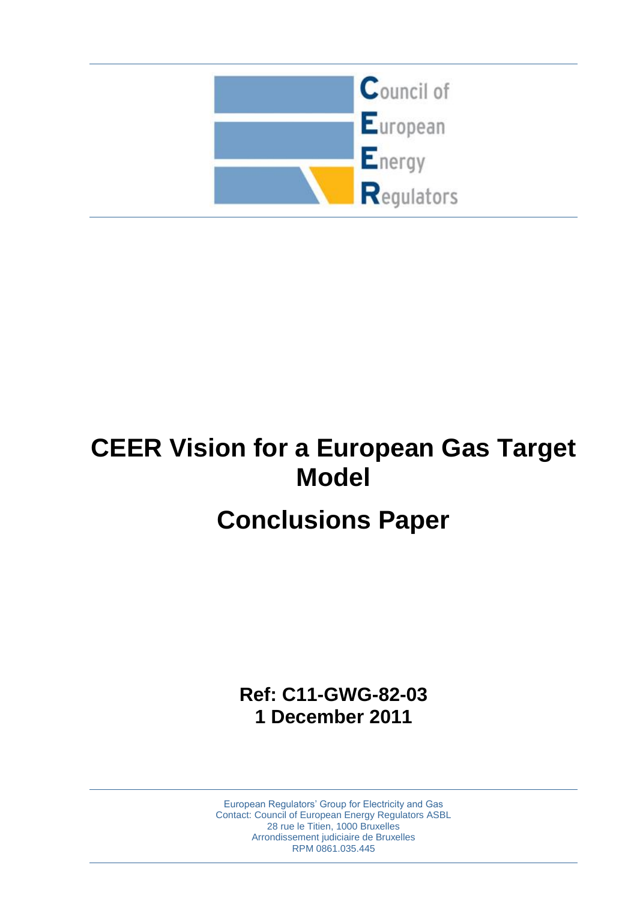Council of European Energy Regulators

# CEER Vision for a European Gas Target Model

# Conclusions Paper

**Ref: C11-GWG-82-03**
**1 December 2011**

European Regulators' Group for Electricity and Gas
Contact: Council of European Energy Regulators ASBL
28 rue le Titien, 1000 Bruxelles
Arrondissement judiciaire de Bruxelles
RPM 0861.035.445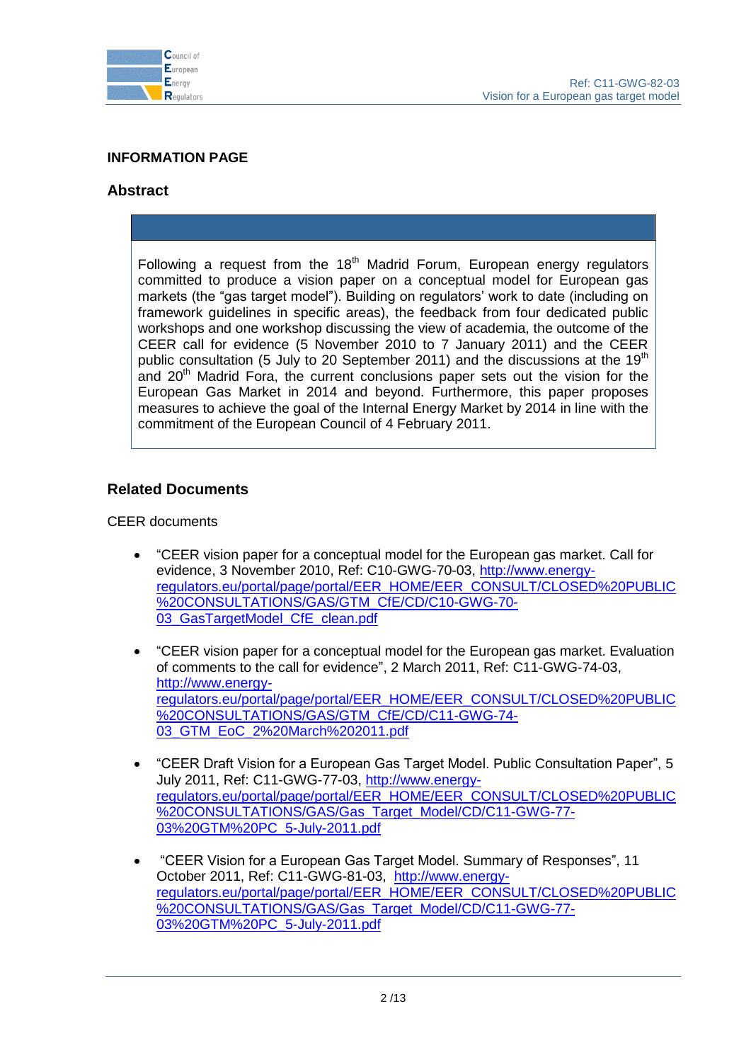**INFORMATION PAGE**

**Abstract**

Following a request from the 18th Madrid Forum, European energy regulators committed to produce a vision paper on a conceptual model for European gas markets (the "gas target model"). Building on regulators' work to date (including on framework guidelines in specific areas), the feedback from four dedicated public workshops and one workshop discussing the view of academia, the outcome of the CEER call for evidence (5 November 2010 to 7 January 2011) and the CEER public consultation (5 July to 20 September 2011) and the discussions at the 19th and 20th Madrid Fora, the current conclusions paper sets out the vision for the European Gas Market in 2014 and beyond. Furthermore, this paper proposes measures to achieve the goal of the Internal Energy Market by 2014 in line with the commitment of the European Council of 4 February 2011.

**Related Documents**

CEER documents

- "CEER vision paper for a conceptual model for the European gas market. Call for evidence, 3 November 2010, Ref: C10-GWG-70-03, http://www.energy-regulators.eu/portal/page/portal/EER_HOME/EER_CONSULT/CLOSED%20PUBLIC%20CONSULTATIONS/GAS/GTM_CfE/CD/C10-GWG-70-03_GasTargetModel_CfE_clean.pdf

- "CEER vision paper for a conceptual model for the European gas market. Evaluation of comments to the call for evidence", 2 March 2011, Ref: C11-GWG-74-03, http://www.energy-regulators.eu/portal/page/portal/EER_HOME/EER_CONSULT/CLOSED%20PUBLIC%20CONSULTATIONS/GAS/GTM_CfE/CD/C11-GWG-74-03_GTM_EoC_2%20March%202011.pdf

- "CEER Draft Vision for a European Gas Target Model. Public Consultation Paper", 5 July 2011, Ref: C11-GWG-77-03, http://www.energy-regulators.eu/portal/page/portal/EER_HOME/EER_CONSULT/CLOSED%20PUBLIC%20CONSULTATIONS/GAS/Gas_Target_Model/CD/C11-GWG-77-03%20GTM%20PC_5-July-2011.pdf

- "CEER Vision for a European Gas Target Model. Summary of Responses", 11 October 2011, Ref: C11-GWG-81-03, http://www.energy-regulators.eu/portal/page/portal/EER_HOME/EER_CONSULT/CLOSED%20PUBLIC%20CONSULTATIONS/GAS/Gas_Target_Model/CD/C11-GWG-77-03%20GTM%20PC_5-July-2011.pdf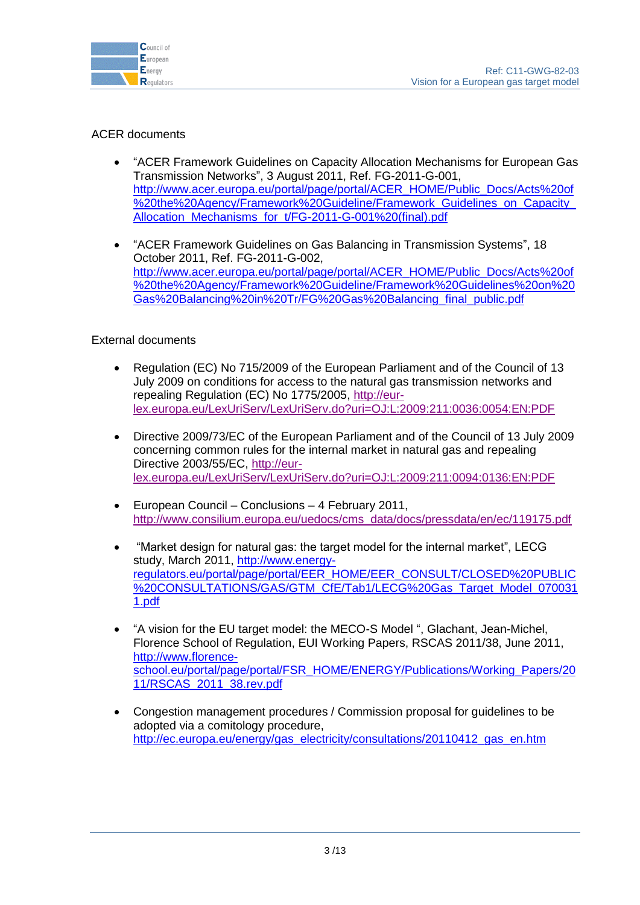ACER documents

- "ACER Framework Guidelines on Capacity Allocation Mechanisms for European Gas Transmission Networks", 3 August 2011, Ref. FG-2011-G-001, http://www.acer.europa.eu/portal/page/portal/ACER_HOME/Public_Docs/Acts%20of%20the%20Agency/Framework%20Guideline/Framework_Guidelines_on_Capacity_Allocation_Mechanisms_for_t/FG-2011-G-001%20(final).pdf

- "ACER Framework Guidelines on Gas Balancing in Transmission Systems", 18 October 2011, Ref. FG-2011-G-002, http://www.acer.europa.eu/portal/page/portal/ACER_HOME/Public_Docs/Acts%20of%20the%20Agency/Framework%20Guideline/Framework%20Guidelines%20on%20Gas%20Balancing%20in%20Tr/FG%20Gas%20Balancing_final_public.pdf

External documents

- Regulation (EC) No 715/2009 of the European Parliament and of the Council of 13 July 2009 on conditions for access to the natural gas transmission networks and repealing Regulation (EC) No 1775/2005, http://eur-lex.europa.eu/LexUriServ/LexUriServ.do?uri=OJ:L:2009:211:0036:0054:EN:PDF

- Directive 2009/73/EC of the European Parliament and of the Council of 13 July 2009 concerning common rules for the internal market in natural gas and repealing Directive 2003/55/EC, http://eur-lex.europa.eu/LexUriServ/LexUriServ.do?uri=OJ:L:2009:211:0094:0136:EN:PDF

- European Council – Conclusions – 4 February 2011, http://www.consilium.europa.eu/uedocs/cms_data/docs/pressdata/en/ec/119175.pdf

- "Market design for natural gas: the target model for the internal market", LECG study, March 2011, http://www.energy-regulators.eu/portal/page/portal/EER_HOME/EER_CONSULT/CLOSED%20PUBLIC%20CONSULTATIONS/GAS/GTM_CfE/Tab1/LECG%20Gas_Target_Model_0700311.pdf

- "A vision for the EU target model: the MECO-S Model ", Glachant, Jean-Michel, Florence School of Regulation, EUI Working Papers, RSCAS 2011/38, June 2011, http://www.florence-school.eu/portal/page/portal/FSR_HOME/ENERGY/Publications/Working_Papers/2011/RSCAS_2011_38.rev.pdf

- Congestion management procedures / Commission proposal for guidelines to be adopted via a comitology procedure, http://ec.europa.eu/energy/gas_electricity/consultations/20110412_gas_en.htm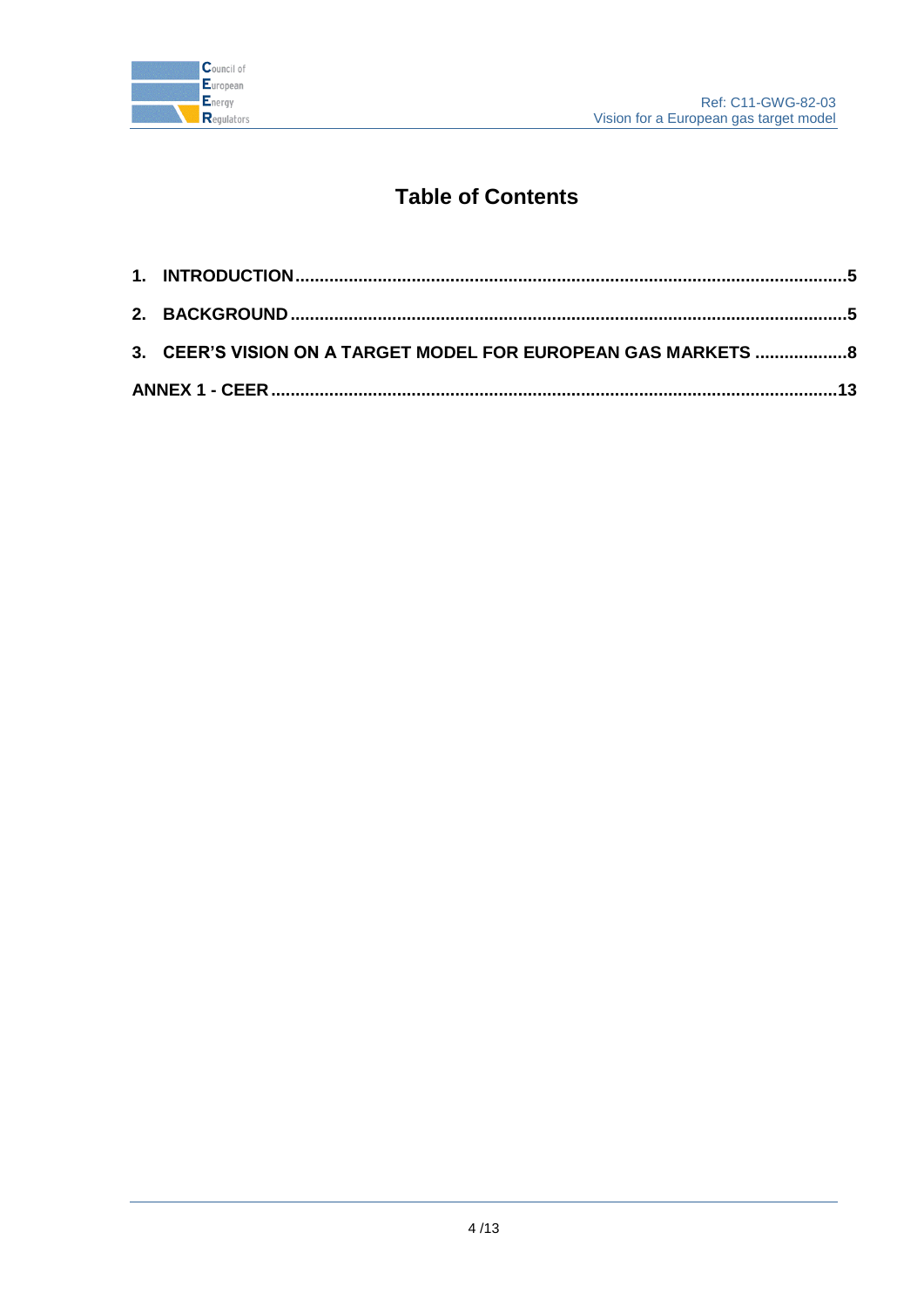# Table of Contents

1. INTRODUCTION ........................................................................................................5
2. BACKGROUND ..........................................................................................................5
3. CEER'S VISION ON A TARGET MODEL FOR EUROPEAN GAS MARKETS ...................8

ANNEX 1 - CEER ..........................................................................................................13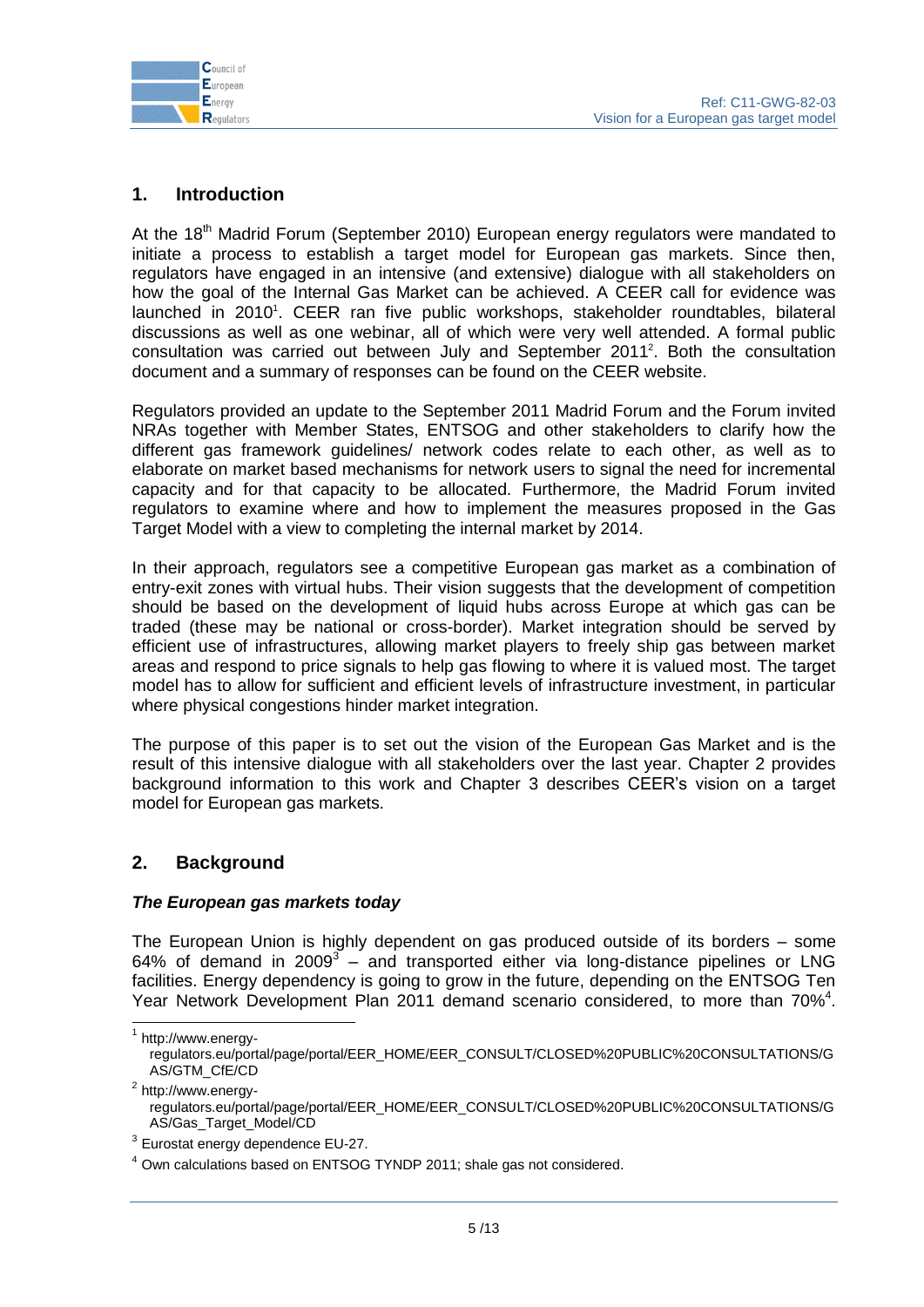## 1. Introduction

At the 18th Madrid Forum (September 2010) European energy regulators were mandated to initiate a process to establish a target model for European gas markets. Since then, regulators have engaged in an intensive (and extensive) dialogue with all stakeholders on how the goal of the Internal Gas Market can be achieved. A CEER call for evidence was launched in 2010[1]. CEER ran five public workshops, stakeholder roundtables, bilateral discussions as well as one webinar, all of which were very well attended. A formal public consultation was carried out between July and September 2011[2]. Both the consultation document and a summary of responses can be found on the CEER website.

Regulators provided an update to the September 2011 Madrid Forum and the Forum invited NRAs together with Member States, ENTSOG and other stakeholders to clarify how the different gas framework guidelines/ network codes relate to each other, as well as to elaborate on market based mechanisms for network users to signal the need for incremental capacity and for that capacity to be allocated. Furthermore, the Madrid Forum invited regulators to examine where and how to implement the measures proposed in the Gas Target Model with a view to completing the internal market by 2014.

In their approach, regulators see a competitive European gas market as a combination of entry-exit zones with virtual hubs. Their vision suggests that the development of competition should be based on the development of liquid hubs across Europe at which gas can be traded (these may be national or cross-border). Market integration should be served by efficient use of infrastructures, allowing market players to freely ship gas between market areas and respond to price signals to help gas flowing to where it is valued most. The target model has to allow for sufficient and efficient levels of infrastructure investment, in particular where physical congestions hinder market integration.

The purpose of this paper is to set out the vision of the European Gas Market and is the result of this intensive dialogue with all stakeholders over the last year. Chapter 2 provides background information to this work and Chapter 3 describes CEER's vision on a target model for European gas markets.

## 2. Background

***The European gas markets today***

The European Union is highly dependent on gas produced outside of its borders – some 64% of demand in 2009[3] – and transported either via long-distance pipelines or LNG facilities. Energy dependency is going to grow in the future, depending on the ENTSOG Ten Year Network Development Plan 2011 demand scenario considered, to more than 70%[4].

---

[1] http://www.energy-regulators.eu/portal/page/portal/EER_HOME/EER_CONSULT/CLOSED%20PUBLIC%20CONSULTATIONS/GAS/GTM_CfE/CD

[2] http://www.energy-regulators.eu/portal/page/portal/EER_HOME/EER_CONSULT/CLOSED%20PUBLIC%20CONSULTATIONS/GAS/Gas_Target_Model/CD

[3] Eurostat energy dependence EU-27.

[4] Own calculations based on ENTSOG TYNDP 2011; shale gas not considered.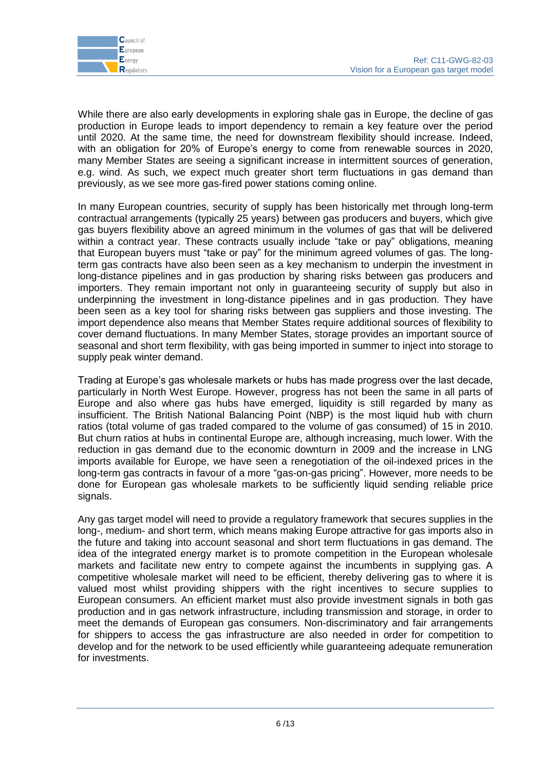While there are also early developments in exploring shale gas in Europe, the decline of gas production in Europe leads to import dependency to remain a key feature over the period until 2020. At the same time, the need for downstream flexibility should increase. Indeed, with an obligation for 20% of Europe's energy to come from renewable sources in 2020, many Member States are seeing a significant increase in intermittent sources of generation, e.g. wind. As such, we expect much greater short term fluctuations in gas demand than previously, as we see more gas-fired power stations coming online.

In many European countries, security of supply has been historically met through long-term contractual arrangements (typically 25 years) between gas producers and buyers, which give gas buyers flexibility above an agreed minimum in the volumes of gas that will be delivered within a contract year. These contracts usually include "take or pay" obligations, meaning that European buyers must "take or pay" for the minimum agreed volumes of gas. The long-term gas contracts have also been seen as a key mechanism to underpin the investment in long-distance pipelines and in gas production by sharing risks between gas producers and importers. They remain important not only in guaranteeing security of supply but also in underpinning the investment in long-distance pipelines and in gas production. They have been seen as a key tool for sharing risks between gas suppliers and those investing. The import dependence also means that Member States require additional sources of flexibility to cover demand fluctuations. In many Member States, storage provides an important source of seasonal and short term flexibility, with gas being imported in summer to inject into storage to supply peak winter demand.

Trading at Europe's gas wholesale markets or hubs has made progress over the last decade, particularly in North West Europe. However, progress has not been the same in all parts of Europe and also where gas hubs have emerged, liquidity is still regarded by many as insufficient. The British National Balancing Point (NBP) is the most liquid hub with churn ratios (total volume of gas traded compared to the volume of gas consumed) of 15 in 2010. But churn ratios at hubs in continental Europe are, although increasing, much lower. With the reduction in gas demand due to the economic downturn in 2009 and the increase in LNG imports available for Europe, we have seen a renegotiation of the oil-indexed prices in the long-term gas contracts in favour of a more "gas-on-gas pricing". However, more needs to be done for European gas wholesale markets to be sufficiently liquid sending reliable price signals.

Any gas target model will need to provide a regulatory framework that secures supplies in the long-, medium- and short term, which means making Europe attractive for gas imports also in the future and taking into account seasonal and short term fluctuations in gas demand. The idea of the integrated energy market is to promote competition in the European wholesale markets and facilitate new entry to compete against the incumbents in supplying gas. A competitive wholesale market will need to be efficient, thereby delivering gas to where it is valued most whilst providing shippers with the right incentives to secure supplies to European consumers. An efficient market must also provide investment signals in both gas production and in gas network infrastructure, including transmission and storage, in order to meet the demands of European gas consumers. Non-discriminatory and fair arrangements for shippers to access the gas infrastructure are also needed in order for competition to develop and for the network to be used efficiently while guaranteeing adequate remuneration for investments.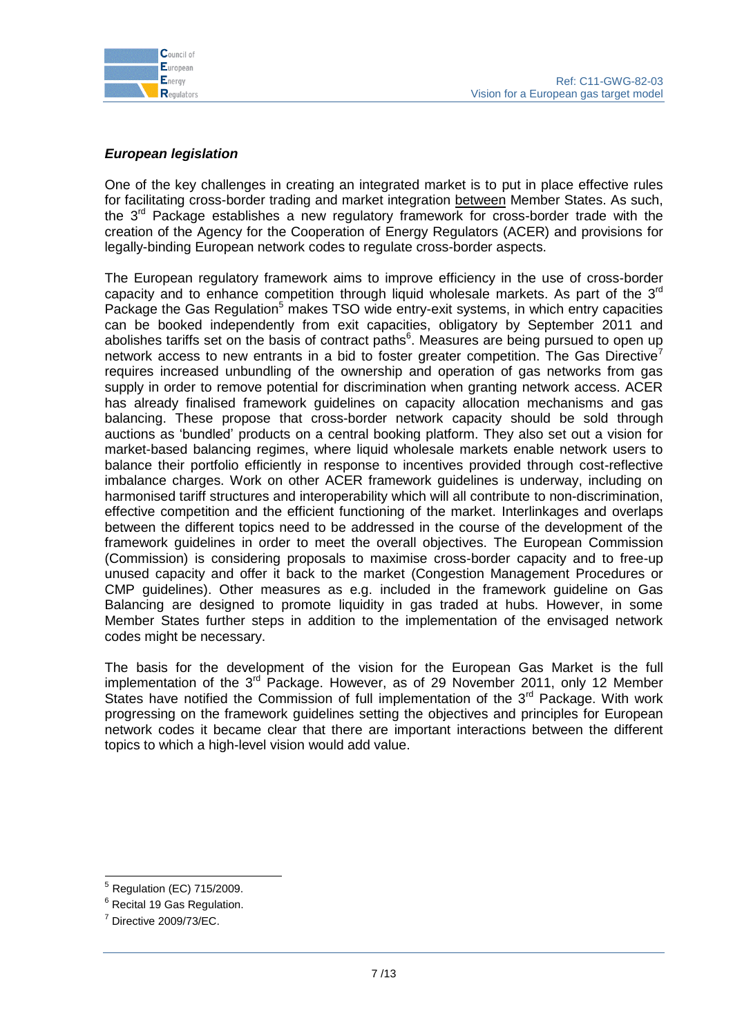***European legislation***

One of the key challenges in creating an integrated market is to put in place effective rules for facilitating cross-border trading and market integration between Member States. As such, the 3rd Package establishes a new regulatory framework for cross-border trade with the creation of the Agency for the Cooperation of Energy Regulators (ACER) and provisions for legally-binding European network codes to regulate cross-border aspects.

The European regulatory framework aims to improve efficiency in the use of cross-border capacity and to enhance competition through liquid wholesale markets. As part of the 3rd Package the Gas Regulation[5] makes TSO wide entry-exit systems, in which entry capacities can be booked independently from exit capacities, obligatory by September 2011 and abolishes tariffs set on the basis of contract paths[6]. Measures are being pursued to open up network access to new entrants in a bid to foster greater competition. The Gas Directive[7] requires increased unbundling of the ownership and operation of gas networks from gas supply in order to remove potential for discrimination when granting network access. ACER has already finalised framework guidelines on capacity allocation mechanisms and gas balancing. These propose that cross-border network capacity should be sold through auctions as 'bundled' products on a central booking platform. They also set out a vision for market-based balancing regimes, where liquid wholesale markets enable network users to balance their portfolio efficiently in response to incentives provided through cost-reflective imbalance charges. Work on other ACER framework guidelines is underway, including on harmonised tariff structures and interoperability which will all contribute to non-discrimination, effective competition and the efficient functioning of the market. Interlinkages and overlaps between the different topics need to be addressed in the course of the development of the framework guidelines in order to meet the overall objectives. The European Commission (Commission) is considering proposals to maximise cross-border capacity and to free-up unused capacity and offer it back to the market (Congestion Management Procedures or CMP guidelines). Other measures as e.g. included in the framework guideline on Gas Balancing are designed to promote liquidity in gas traded at hubs. However, in some Member States further steps in addition to the implementation of the envisaged network codes might be necessary.

The basis for the development of the vision for the European Gas Market is the full implementation of the 3rd Package. However, as of 29 November 2011, only 12 Member States have notified the Commission of full implementation of the 3rd Package. With work progressing on the framework guidelines setting the objectives and principles for European network codes it became clear that there are important interactions between the different topics to which a high-level vision would add value.

[5] Regulation (EC) 715/2009.

[6] Recital 19 Gas Regulation.

[7] Directive 2009/73/EC.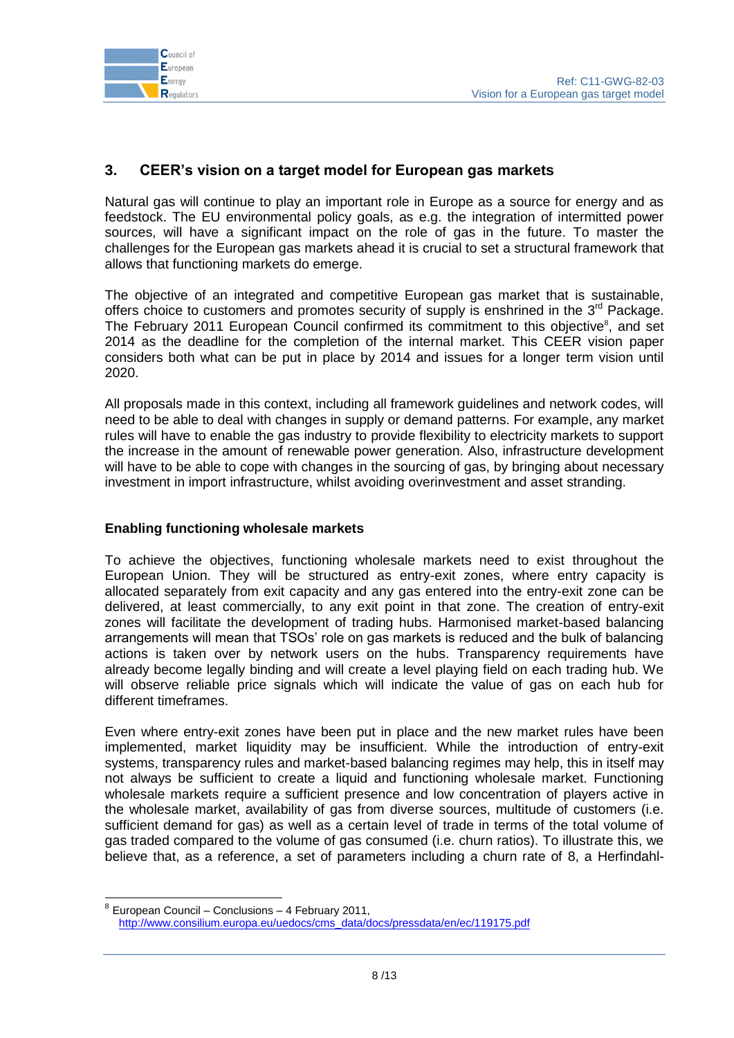## 3. CEER's vision on a target model for European gas markets

Natural gas will continue to play an important role in Europe as a source for energy and as feedstock. The EU environmental policy goals, as e.g. the integration of intermitted power sources, will have a significant impact on the role of gas in the future. To master the challenges for the European gas markets ahead it is crucial to set a structural framework that allows that functioning markets do emerge.

The objective of an integrated and competitive European gas market that is sustainable, offers choice to customers and promotes security of supply is enshrined in the 3rd Package. The February 2011 European Council confirmed its commitment to this objective[8], and set 2014 as the deadline for the completion of the internal market. This CEER vision paper considers both what can be put in place by 2014 and issues for a longer term vision until 2020.

All proposals made in this context, including all framework guidelines and network codes, will need to be able to deal with changes in supply or demand patterns. For example, any market rules will have to enable the gas industry to provide flexibility to electricity markets to support the increase in the amount of renewable power generation. Also, infrastructure development will have to be able to cope with changes in the sourcing of gas, by bringing about necessary investment in import infrastructure, whilst avoiding overinvestment and asset stranding.

### Enabling functioning wholesale markets

To achieve the objectives, functioning wholesale markets need to exist throughout the European Union. They will be structured as entry-exit zones, where entry capacity is allocated separately from exit capacity and any gas entered into the entry-exit zone can be delivered, at least commercially, to any exit point in that zone. The creation of entry-exit zones will facilitate the development of trading hubs. Harmonised market-based balancing arrangements will mean that TSOs' role on gas markets is reduced and the bulk of balancing actions is taken over by network users on the hubs. Transparency requirements have already become legally binding and will create a level playing field on each trading hub. We will observe reliable price signals which will indicate the value of gas on each hub for different timeframes.

Even where entry-exit zones have been put in place and the new market rules have been implemented, market liquidity may be insufficient. While the introduction of entry-exit systems, transparency rules and market-based balancing regimes may help, this in itself may not always be sufficient to create a liquid and functioning wholesale market. Functioning wholesale markets require a sufficient presence and low concentration of players active in the wholesale market, availability of gas from diverse sources, multitude of customers (i.e. sufficient demand for gas) as well as a certain level of trade in terms of the total volume of gas traded compared to the volume of gas consumed (i.e. churn ratios). To illustrate this, we believe that, as a reference, a set of parameters including a churn rate of 8, a Herfindahl-

---

[8] European Council – Conclusions – 4 February 2011, http://www.consilium.europa.eu/uedocs/cms_data/docs/pressdata/en/ec/119175.pdf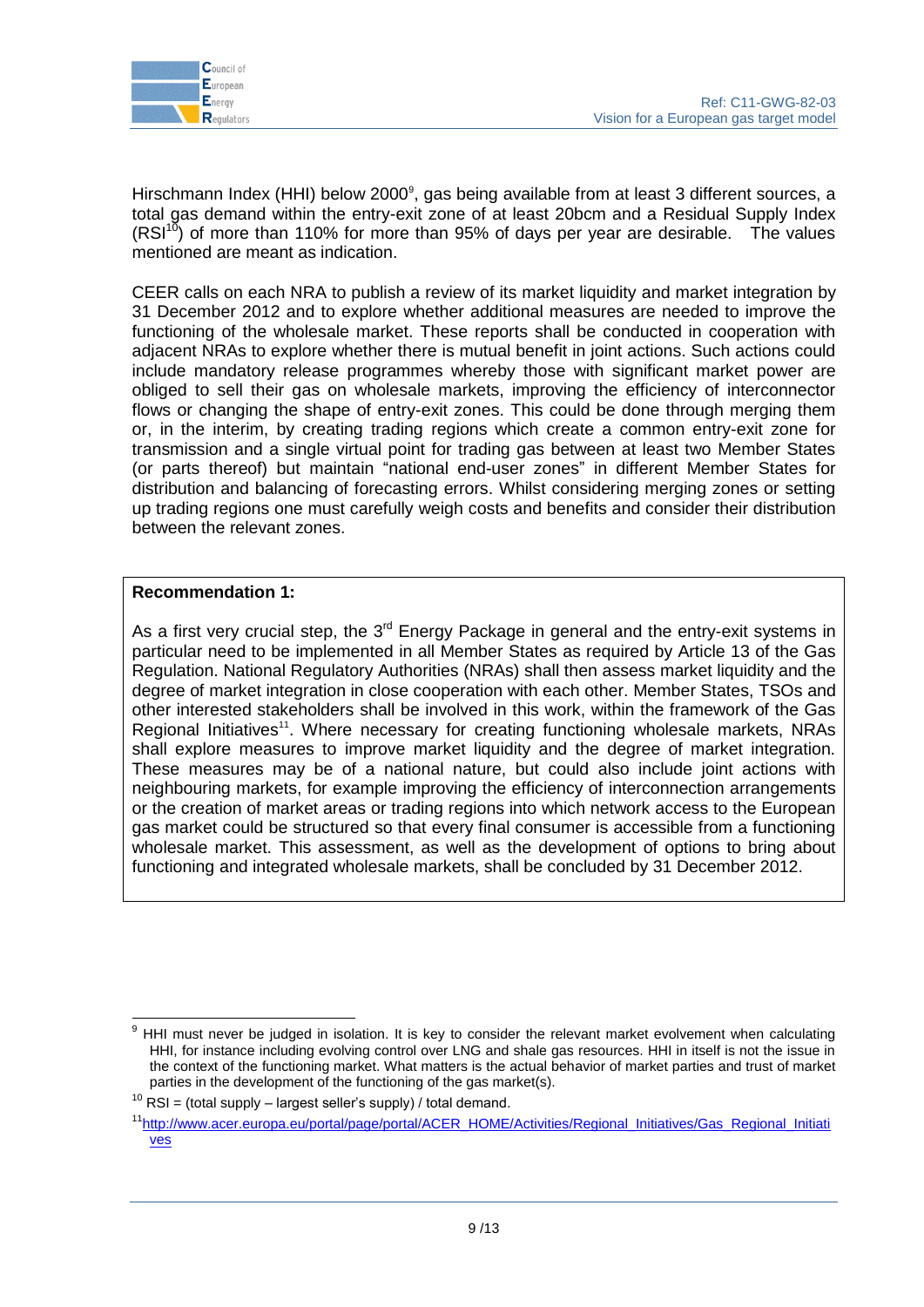Hirschmann Index (HHI) below 2000[9], gas being available from at least 3 different sources, a total gas demand within the entry-exit zone of at least 20bcm and a Residual Supply Index (RSI[10]) of more than 110% for more than 95% of days per year are desirable. The values mentioned are meant as indication.

CEER calls on each NRA to publish a review of its market liquidity and market integration by 31 December 2012 and to explore whether additional measures are needed to improve the functioning of the wholesale market. These reports shall be conducted in cooperation with adjacent NRAs to explore whether there is mutual benefit in joint actions. Such actions could include mandatory release programmes whereby those with significant market power are obliged to sell their gas on wholesale markets, improving the efficiency of interconnector flows or changing the shape of entry-exit zones. This could be done through merging them or, in the interim, by creating trading regions which create a common entry-exit zone for transmission and a single virtual point for trading gas between at least two Member States (or parts thereof) but maintain "national end-user zones" in different Member States for distribution and balancing of forecasting errors. Whilst considering merging zones or setting up trading regions one must carefully weigh costs and benefits and consider their distribution between the relevant zones.

**Recommendation 1:**

As a first very crucial step, the 3rd Energy Package in general and the entry-exit systems in particular need to be implemented in all Member States as required by Article 13 of the Gas Regulation. National Regulatory Authorities (NRAs) shall then assess market liquidity and the degree of market integration in close cooperation with each other. Member States, TSOs and other interested stakeholders shall be involved in this work, within the framework of the Gas Regional Initiatives[11]. Where necessary for creating functioning wholesale markets, NRAs shall explore measures to improve market liquidity and the degree of market integration. These measures may be of a national nature, but could also include joint actions with neighbouring markets, for example improving the efficiency of interconnection arrangements or the creation of market areas or trading regions into which network access to the European gas market could be structured so that every final consumer is accessible from a functioning wholesale market. This assessment, as well as the development of options to bring about functioning and integrated wholesale markets, shall be concluded by 31 December 2012.

---

[9] HHI must never be judged in isolation. It is key to consider the relevant market evolvement when calculating HHI, for instance including evolving control over LNG and shale gas resources. HHI in itself is not the issue in the context of the functioning market. What matters is the actual behavior of market parties and trust of market parties in the development of the functioning of the gas market(s).

[10] RSI = (total supply – largest seller's supply) / total demand.

[11] http://www.acer.europa.eu/portal/page/portal/ACER_HOME/Activities/Regional_Initiatives/Gas_Regional_Initiatives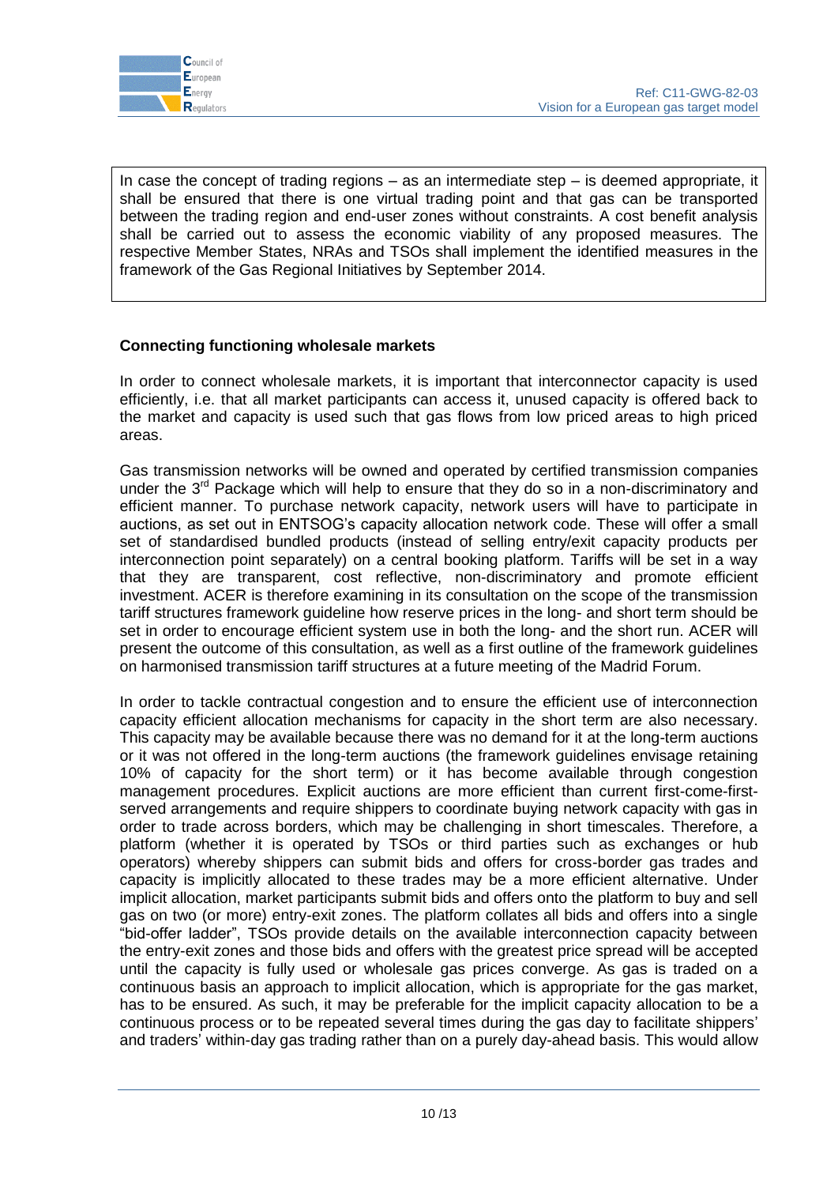> In case the concept of trading regions – as an intermediate step – is deemed appropriate, it shall be ensured that there is one virtual trading point and that gas can be transported between the trading region and end-user zones without constraints. A cost benefit analysis shall be carried out to assess the economic viability of any proposed measures. The respective Member States, NRAs and TSOs shall implement the identified measures in the framework of the Gas Regional Initiatives by September 2014.

**Connecting functioning wholesale markets**

In order to connect wholesale markets, it is important that interconnector capacity is used efficiently, i.e. that all market participants can access it, unused capacity is offered back to the market and capacity is used such that gas flows from low priced areas to high priced areas.

Gas transmission networks will be owned and operated by certified transmission companies under the 3rd Package which will help to ensure that they do so in a non-discriminatory and efficient manner. To purchase network capacity, network users will have to participate in auctions, as set out in ENTSOG's capacity allocation network code. These will offer a small set of standardised bundled products (instead of selling entry/exit capacity products per interconnection point separately) on a central booking platform. Tariffs will be set in a way that they are transparent, cost reflective, non-discriminatory and promote efficient investment. ACER is therefore examining in its consultation on the scope of the transmission tariff structures framework guideline how reserve prices in the long- and short term should be set in order to encourage efficient system use in both the long- and the short run. ACER will present the outcome of this consultation, as well as a first outline of the framework guidelines on harmonised transmission tariff structures at a future meeting of the Madrid Forum.

In order to tackle contractual congestion and to ensure the efficient use of interconnection capacity efficient allocation mechanisms for capacity in the short term are also necessary. This capacity may be available because there was no demand for it at the long-term auctions or it was not offered in the long-term auctions (the framework guidelines envisage retaining 10% of capacity for the short term) or it has become available through congestion management procedures. Explicit auctions are more efficient than current first-come-first-served arrangements and require shippers to coordinate buying network capacity with gas in order to trade across borders, which may be challenging in short timescales. Therefore, a platform (whether it is operated by TSOs or third parties such as exchanges or hub operators) whereby shippers can submit bids and offers for cross-border gas trades and capacity is implicitly allocated to these trades may be a more efficient alternative. Under implicit allocation, market participants submit bids and offers onto the platform to buy and sell gas on two (or more) entry-exit zones. The platform collates all bids and offers into a single "bid-offer ladder", TSOs provide details on the available interconnection capacity between the entry-exit zones and those bids and offers with the greatest price spread will be accepted until the capacity is fully used or wholesale gas prices converge. As gas is traded on a continuous basis an approach to implicit allocation, which is appropriate for the gas market, has to be ensured. As such, it may be preferable for the implicit capacity allocation to be a continuous process or to be repeated several times during the gas day to facilitate shippers' and traders' within-day gas trading rather than on a purely day-ahead basis. This would allow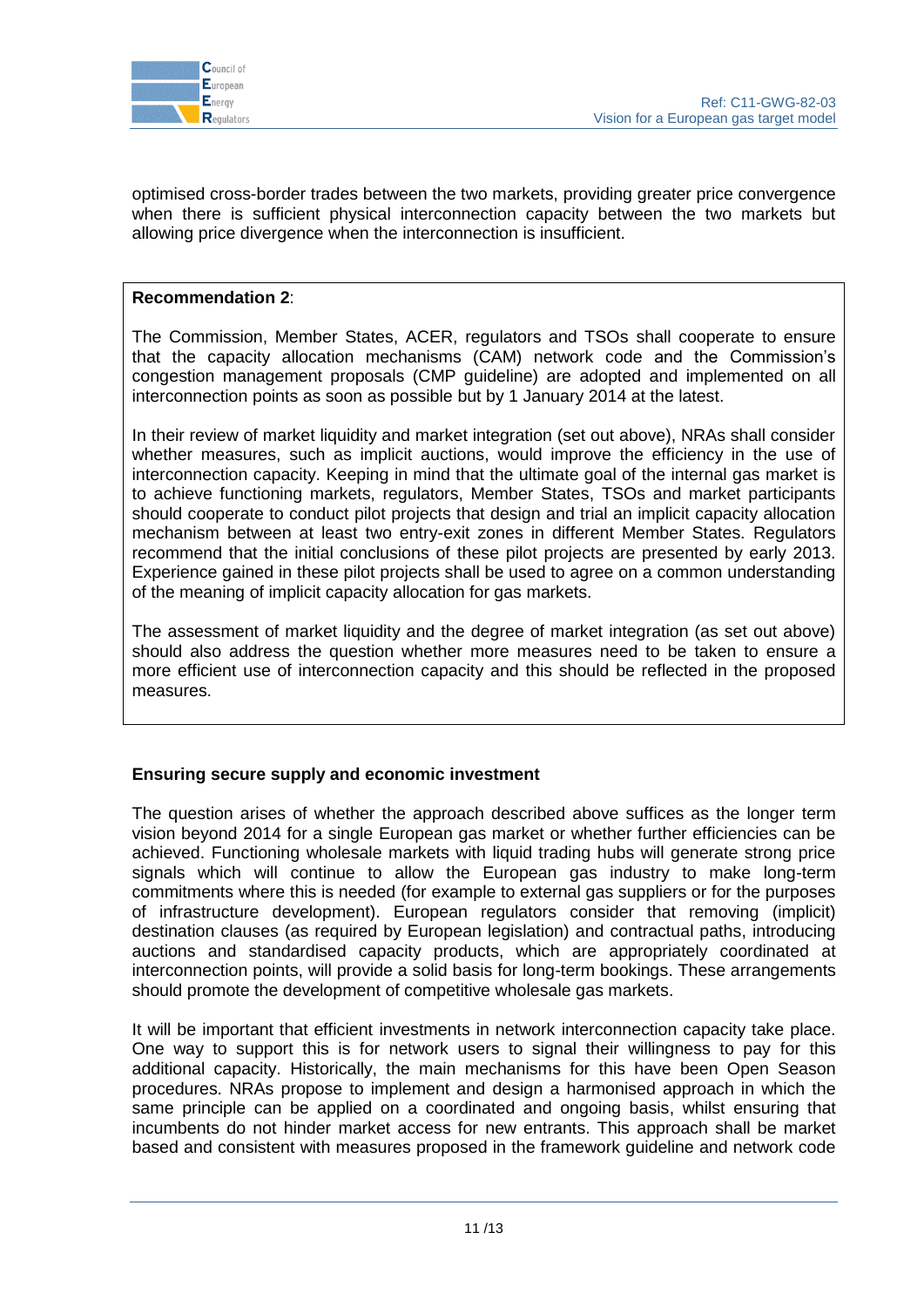optimised cross-border trades between the two markets, providing greater price convergence when there is sufficient physical interconnection capacity between the two markets but allowing price divergence when the interconnection is insufficient.

> **Recommendation 2**:
>
> The Commission, Member States, ACER, regulators and TSOs shall cooperate to ensure that the capacity allocation mechanisms (CAM) network code and the Commission's congestion management proposals (CMP guideline) are adopted and implemented on all interconnection points as soon as possible but by 1 January 2014 at the latest.
>
> In their review of market liquidity and market integration (set out above), NRAs shall consider whether measures, such as implicit auctions, would improve the efficiency in the use of interconnection capacity. Keeping in mind that the ultimate goal of the internal gas market is to achieve functioning markets, regulators, Member States, TSOs and market participants should cooperate to conduct pilot projects that design and trial an implicit capacity allocation mechanism between at least two entry-exit zones in different Member States. Regulators recommend that the initial conclusions of these pilot projects are presented by early 2013. Experience gained in these pilot projects shall be used to agree on a common understanding of the meaning of implicit capacity allocation for gas markets.
>
> The assessment of market liquidity and the degree of market integration (as set out above) should also address the question whether more measures need to be taken to ensure a more efficient use of interconnection capacity and this should be reflected in the proposed measures.

**Ensuring secure supply and economic investment**

The question arises of whether the approach described above suffices as the longer term vision beyond 2014 for a single European gas market or whether further efficiencies can be achieved. Functioning wholesale markets with liquid trading hubs will generate strong price signals which will continue to allow the European gas industry to make long-term commitments where this is needed (for example to external gas suppliers or for the purposes of infrastructure development). European regulators consider that removing (implicit) destination clauses (as required by European legislation) and contractual paths, introducing auctions and standardised capacity products, which are appropriately coordinated at interconnection points, will provide a solid basis for long-term bookings. These arrangements should promote the development of competitive wholesale gas markets.

It will be important that efficient investments in network interconnection capacity take place. One way to support this is for network users to signal their willingness to pay for this additional capacity. Historically, the main mechanisms for this have been Open Season procedures. NRAs propose to implement and design a harmonised approach in which the same principle can be applied on a coordinated and ongoing basis, whilst ensuring that incumbents do not hinder market access for new entrants. This approach shall be market based and consistent with measures proposed in the framework guideline and network code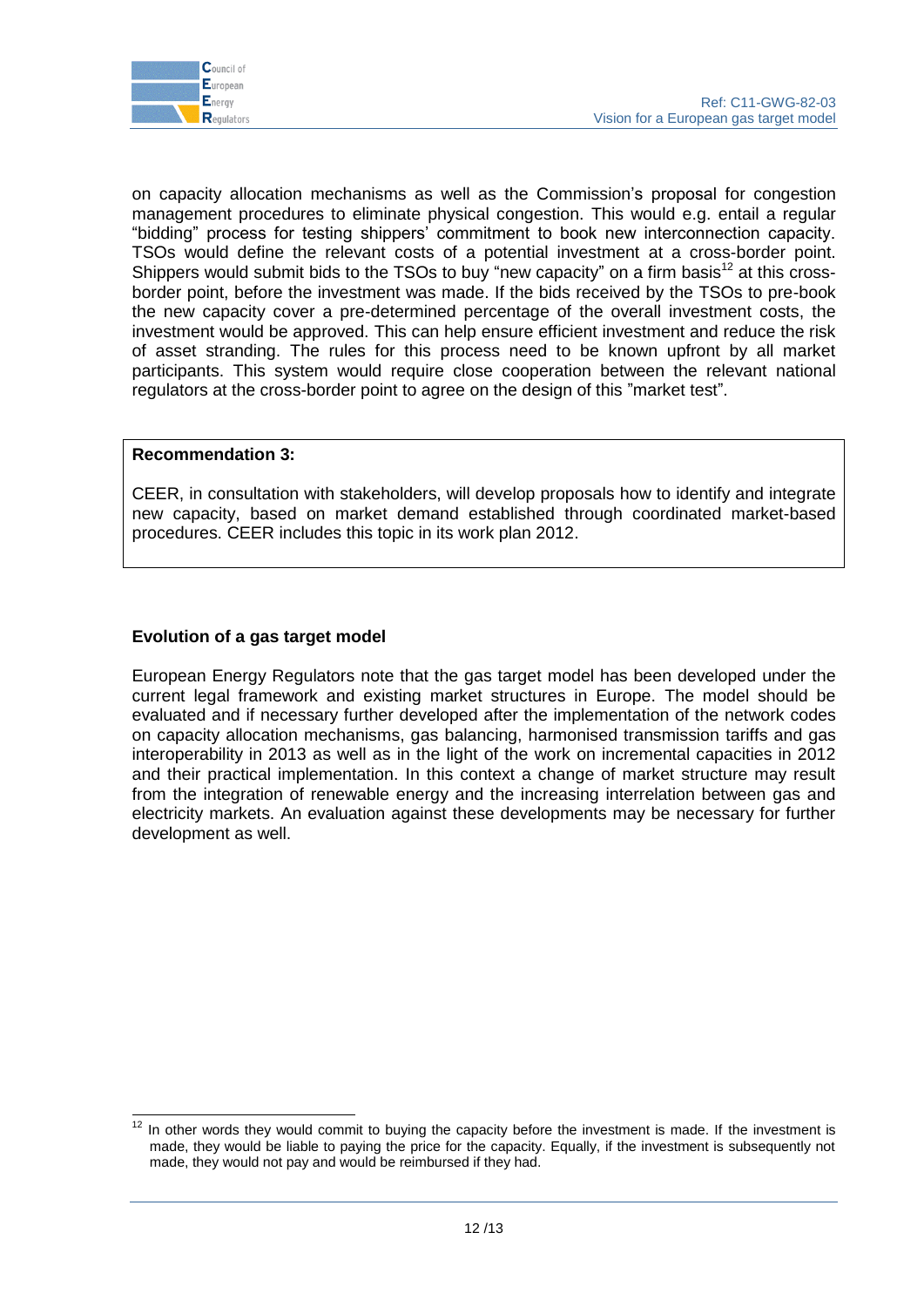on capacity allocation mechanisms as well as the Commission's proposal for congestion management procedures to eliminate physical congestion. This would e.g. entail a regular "bidding" process for testing shippers' commitment to book new interconnection capacity. TSOs would define the relevant costs of a potential investment at a cross-border point. Shippers would submit bids to the TSOs to buy "new capacity" on a firm basis[12] at this cross-border point, before the investment was made. If the bids received by the TSOs to pre-book the new capacity cover a pre-determined percentage of the overall investment costs, the investment would be approved. This can help ensure efficient investment and reduce the risk of asset stranding. The rules for this process need to be known upfront by all market participants. This system would require close cooperation between the relevant national regulators at the cross-border point to agree on the design of this "market test".

> **Recommendation 3:**
>
> CEER, in consultation with stakeholders, will develop proposals how to identify and integrate new capacity, based on market demand established through coordinated market-based procedures. CEER includes this topic in its work plan 2012.

**Evolution of a gas target model**

European Energy Regulators note that the gas target model has been developed under the current legal framework and existing market structures in Europe. The model should be evaluated and if necessary further developed after the implementation of the network codes on capacity allocation mechanisms, gas balancing, harmonised transmission tariffs and gas interoperability in 2013 as well as in the light of the work on incremental capacities in 2012 and their practical implementation. In this context a change of market structure may result from the integration of renewable energy and the increasing interrelation between gas and electricity markets. An evaluation against these developments may be necessary for further development as well.

---

[12] In other words they would commit to buying the capacity before the investment is made. If the investment is made, they would be liable to paying the price for the capacity. Equally, if the investment is subsequently not made, they would not pay and would be reimbursed if they had.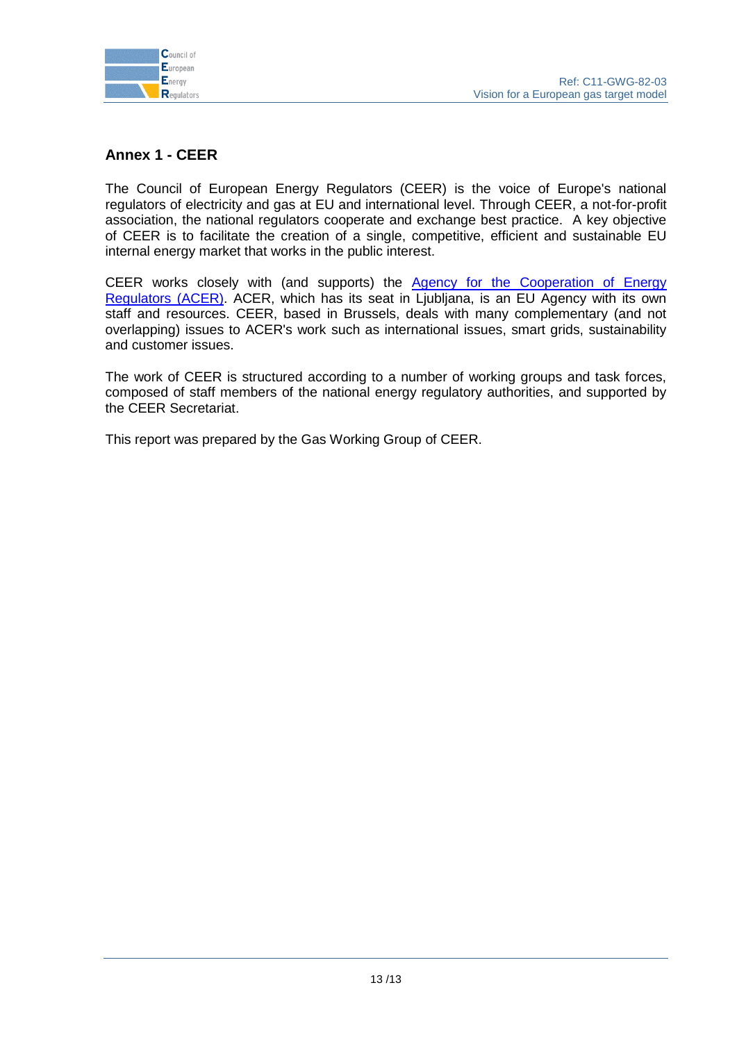## Annex 1 - CEER

The Council of European Energy Regulators (CEER) is the voice of Europe's national regulators of electricity and gas at EU and international level. Through CEER, a not-for-profit association, the national regulators cooperate and exchange best practice. A key objective of CEER is to facilitate the creation of a single, competitive, efficient and sustainable EU internal energy market that works in the public interest.

CEER works closely with (and supports) the [Agency for the Cooperation of Energy Regulators (ACER)](). ACER, which has its seat in Ljubljana, is an EU Agency with its own staff and resources. CEER, based in Brussels, deals with many complementary (and not overlapping) issues to ACER's work such as international issues, smart grids, sustainability and customer issues.

The work of CEER is structured according to a number of working groups and task forces, composed of staff members of the national energy regulatory authorities, and supported by the CEER Secretariat.

This report was prepared by the Gas Working Group of CEER.